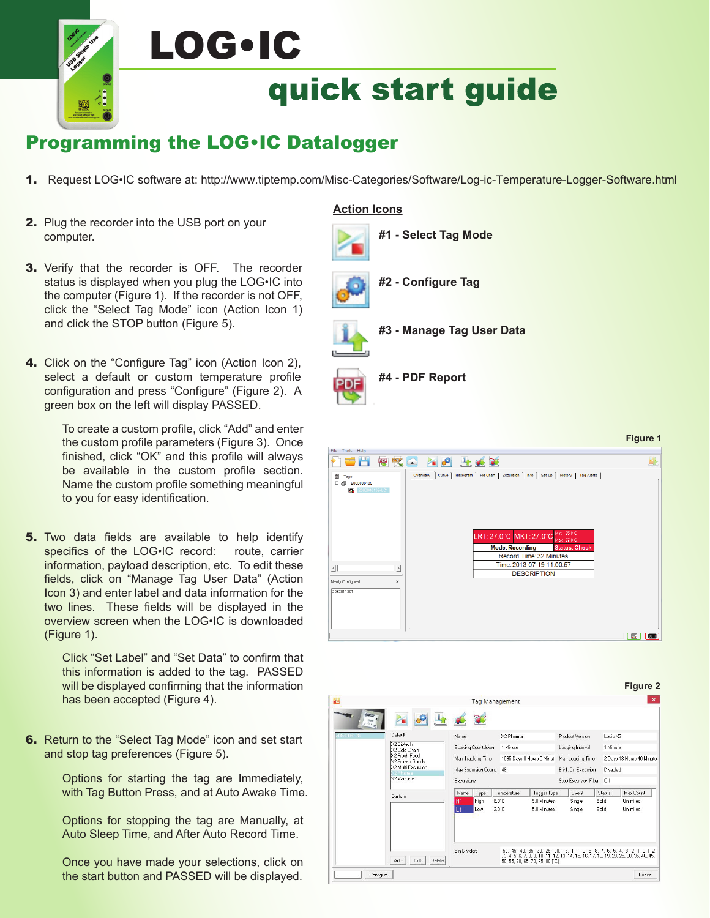# LOG•IC

## quick start guide

## Programming the LOG•IC Datalogger

1. Request LOG•IC software at: http://www.tiptemp.com/Misc-Categories/Software/Log-ic-Temperature-Logger-Software.html

2. Plug the recorder into the USB port on your computer.

3. Verify that the recorder is OFF. The recorder status is displayed when you plug the LOG•IC into the computer (Figure 1). If the recorder is not OFF, click the “Select Tag Mode” icon (Action Icon 1) and click the STOP button (Figure 5).

4. Click on the “Configure Tag” icon (Action Icon 2), select a default or custom temperature profile configuration and press “Configure” (Figure 2). A green box on the left will display PASSED.

   To create a custom profile, click “Add” and enter the custom profile parameters (Figure 3). Once finished, click “OK” and this profile will always be available in the custom profile section. Name the custom profile something meaningful to you for easy identification.

5. Two data fields are available to help identify specifics of the LOG•IC record: route, carrier information, payload description, etc. To edit these fields, click on “Manage Tag User Data” (Action Icon 3) and enter label and data information for the two lines. These fields will be displayed in the overview screen when the LOG•IC is downloaded (Figure 1).

   Click “Set Label” and “Set Data” to confirm that this information is added to the tag. PASSED will be displayed confirming that the information has been accepted (Figure 4).

6. Return to the “Select Tag Mode” icon and set start and stop tag preferences (Figure 5).

   Options for starting the tag are Immediately, with Tag Button Press, and at Auto Awake Time.

   Options for stopping the tag are Manually, at Auto Sleep Time, and After Auto Record Time.

   Once you have made your selections, click on the start button and PASSED will be displayed.

### Action Icons

**#1 - Select Tag Mode**

**#2 - Configure Tag**

**#3 - Manage Tag User Data**

**#4 - PDF Report**

**Figure 1**

**Figure 2**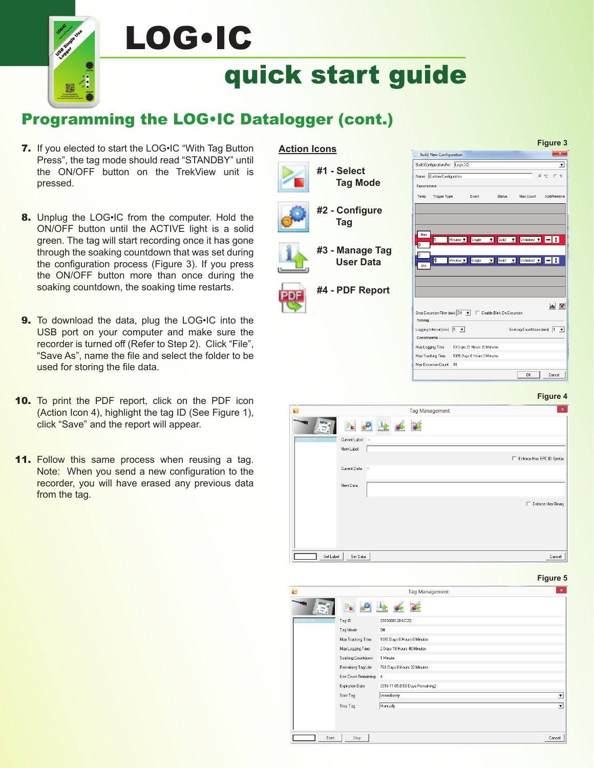# LOG•IC

## quick start guide

## Programming the LOG•IC Datalogger (cont.)

7. If you elected to start the LOG•IC "With Tag Button Press", the tag mode should read "STANDBY" until the ON/OFF button on the TrekView unit is pressed.

8. Unplug the LOG•IC from the computer. Hold the ON/OFF button until the ACTIVE light is a solid green. The tag will start recording once it has gone through the soaking countdown that was set during the configuration process (Figure 3). If you press the ON/OFF button more than once during the soaking countdown, the soaking time restarts.

9. To download the data, plug the LOG•IC into the USB port on your computer and make sure the recorder is turned off (Refer to Step 2). Click "File", "Save As", name the file and select the folder to be used for storing the file data.

10. To print the PDF report, click on the PDF icon (Action Icon 4), highlight the tag ID (See Figure 1), click "Save" and the report will appear.

11. Follow this same process when reusing a tag. Note: When you send a new configuration to the recorder, you will have erased any previous data from the tag.

### Action Icons

**#1 - Select Tag Mode**

**#2 - Configure Tag**

**#3 - Manage Tag User Data**

**#4 - PDF Report**

Figure 3

Figure 4

Figure 5